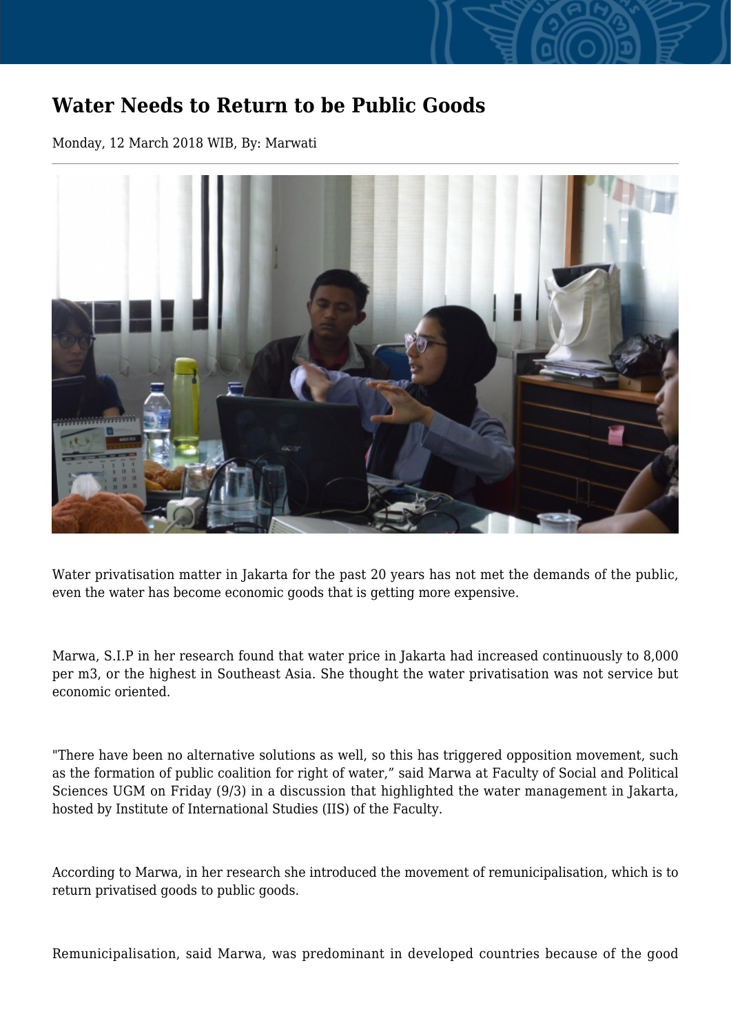# Water Needs to Return to be Public Goods

Monday, 12 March 2018 WIB, By: Marwati

---

Water privatisation matter in Jakarta for the past 20 years has not met the demands of the public, even the water has become economic goods that is getting more expensive.

Marwa, S.I.P in her research found that water price in Jakarta had increased continuously to 8,000 per m3, or the highest in Southeast Asia. She thought the water privatisation was not service but economic oriented.

"There have been no alternative solutions as well, so this has triggered opposition movement, such as the formation of public coalition for right of water," said Marwa at Faculty of Social and Political Sciences UGM on Friday (9/3) in a discussion that highlighted the water management in Jakarta, hosted by Institute of International Studies (IIS) of the Faculty.

According to Marwa, in her research she introduced the movement of remunicipalisation, which is to return privatised goods to public goods.

Remunicipalisation, said Marwa, was predominant in developed countries because of the good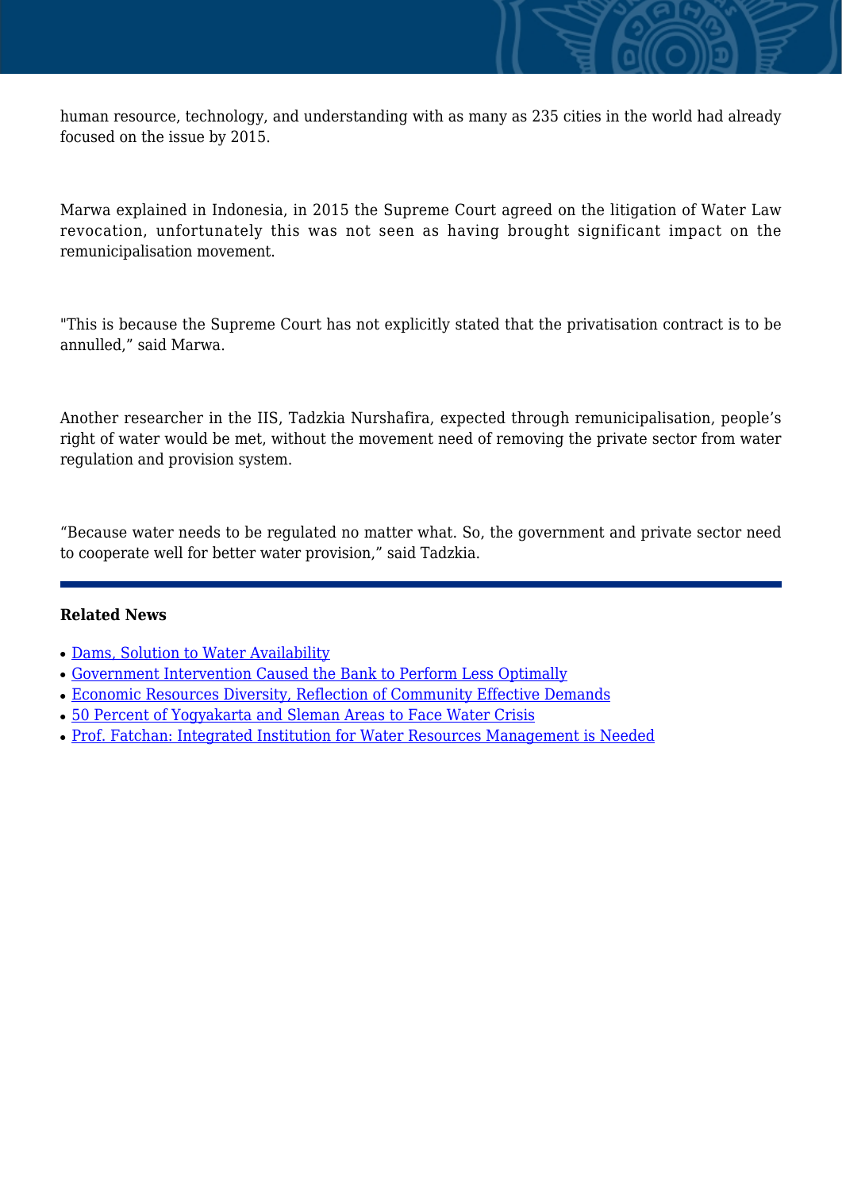human resource, technology, and understanding with as many as 235 cities in the world had already focused on the issue by 2015.

Marwa explained in Indonesia, in 2015 the Supreme Court agreed on the litigation of Water Law revocation, unfortunately this was not seen as having brought significant impact on the remunicipalisation movement.

"This is because the Supreme Court has not explicitly stated that the privatisation contract is to be annulled," said Marwa.

Another researcher in the IIS, Tadzkia Nurshafira, expected through remunicipalisation, people's right of water would be met, without the movement need of removing the private sector from water regulation and provision system.

"Because water needs to be regulated no matter what. So, the government and private sector need to cooperate well for better water provision," said Tadzkia.

---

**Related News**

- Dams, Solution to Water Availability
- Government Intervention Caused the Bank to Perform Less Optimally
- Economic Resources Diversity, Reflection of Community Effective Demands
- 50 Percent of Yogyakarta and Sleman Areas to Face Water Crisis
- Prof. Fatchan: Integrated Institution for Water Resources Management is Needed